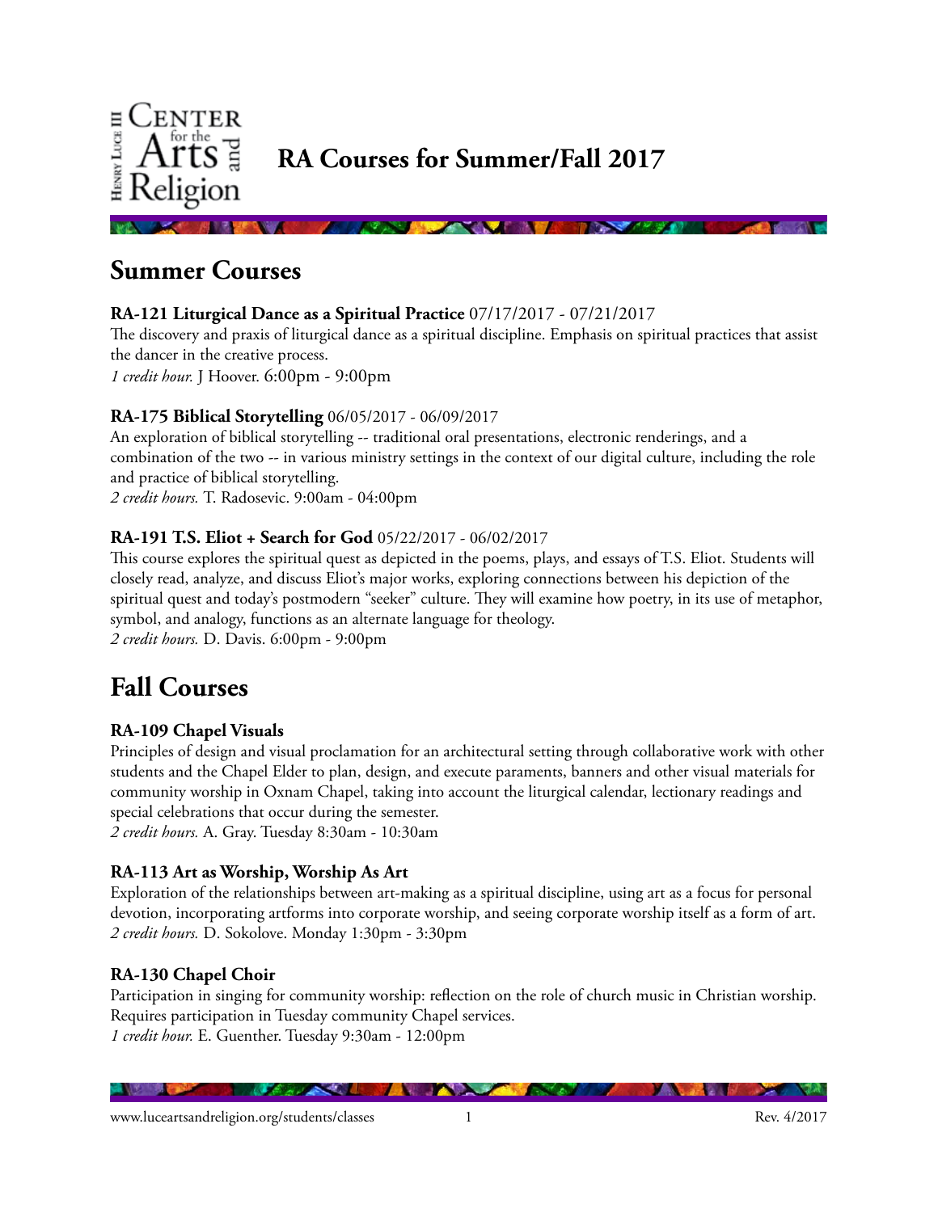# RA Courses for Summer/Fall 2017

## Summer Courses

### **RA-121 Liturgical Dance as a Spiritual Practice** 07/17/2017 - 07/21/2017

The discovery and praxis of liturgical dance as a spiritual discipline. Emphasis on spiritual practices that assist the dancer in the creative process.
*1 credit hour.* J Hoover. 6:00pm - 9:00pm

### **RA-175 Biblical Storytelling** 06/05/2017 - 06/09/2017

An exploration of biblical storytelling -- traditional oral presentations, electronic renderings, and a combination of the two -- in various ministry settings in the context of our digital culture, including the role and practice of biblical storytelling.
*2 credit hours.* T. Radosevic. 9:00am - 04:00pm

### **RA-191 T.S. Eliot + Search for God** 05/22/2017 - 06/02/2017

This course explores the spiritual quest as depicted in the poems, plays, and essays of T.S. Eliot. Students will closely read, analyze, and discuss Eliot's major works, exploring connections between his depiction of the spiritual quest and today's postmodern "seeker" culture. They will examine how poetry, in its use of metaphor, symbol, and analogy, functions as an alternate language for theology.
*2 credit hours.* D. Davis. 6:00pm - 9:00pm

## Fall Courses

### **RA-109 Chapel Visuals**

Principles of design and visual proclamation for an architectural setting through collaborative work with other students and the Chapel Elder to plan, design, and execute paraments, banners and other visual materials for community worship in Oxnam Chapel, taking into account the liturgical calendar, lectionary readings and special celebrations that occur during the semester.
*2 credit hours.* A. Gray. Tuesday 8:30am - 10:30am

### **RA-113 Art as Worship, Worship As Art**

Exploration of the relationships between art-making as a spiritual discipline, using art as a focus for personal devotion, incorporating artforms into corporate worship, and seeing corporate worship itself as a form of art.
*2 credit hours.* D. Sokolove. Monday 1:30pm - 3:30pm

### **RA-130 Chapel Choir**

Participation in singing for community worship: reflection on the role of church music in Christian worship. Requires participation in Tuesday community Chapel services.
*1 credit hour.* E. Guenther. Tuesday 9:30am - 12:00pm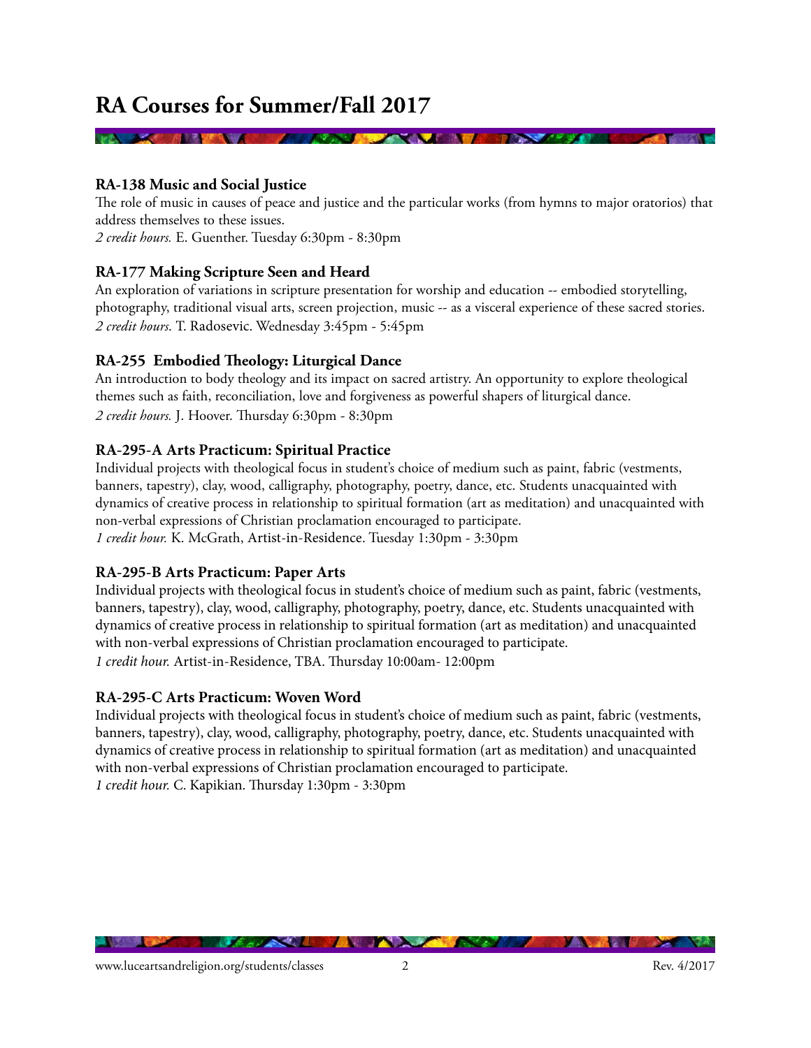# RA Courses for Summer/Fall 2017

### RA-138 Music and Social Justice

The role of music in causes of peace and justice and the particular works (from hymns to major oratorios) that address themselves to these issues.
*2 credit hours.* E. Guenther. Tuesday 6:30pm - 8:30pm

### RA-177 Making Scripture Seen and Heard

An exploration of variations in scripture presentation for worship and education -- embodied storytelling, photography, traditional visual arts, screen projection, music -- as a visceral experience of these sacred stories.
*2 credit hours*. T. Radosevic. Wednesday 3:45pm - 5:45pm

### RA-255 Embodied Theology: Liturgical Dance

An introduction to body theology and its impact on sacred artistry. An opportunity to explore theological themes such as faith, reconciliation, love and forgiveness as powerful shapers of liturgical dance.
*2 credit hours.* J. Hoover. Thursday 6:30pm - 8:30pm

### RA-295-A Arts Practicum: Spiritual Practice

Individual projects with theological focus in student's choice of medium such as paint, fabric (vestments, banners, tapestry), clay, wood, calligraphy, photography, poetry, dance, etc. Students unacquainted with dynamics of creative process in relationship to spiritual formation (art as meditation) and unacquainted with non-verbal expressions of Christian proclamation encouraged to participate.
*1 credit hour.* K. McGrath, Artist-in-Residence. Tuesday 1:30pm - 3:30pm

### RA-295-B Arts Practicum: Paper Arts

Individual projects with theological focus in student's choice of medium such as paint, fabric (vestments, banners, tapestry), clay, wood, calligraphy, photography, poetry, dance, etc. Students unacquainted with dynamics of creative process in relationship to spiritual formation (art as meditation) and unacquainted with non-verbal expressions of Christian proclamation encouraged to participate.
*1 credit hour.* Artist-in-Residence, TBA. Thursday 10:00am- 12:00pm

### RA-295-C Arts Practicum: Woven Word

Individual projects with theological focus in student's choice of medium such as paint, fabric (vestments, banners, tapestry), clay, wood, calligraphy, photography, poetry, dance, etc. Students unacquainted with dynamics of creative process in relationship to spiritual formation (art as meditation) and unacquainted with non-verbal expressions of Christian proclamation encouraged to participate.
*1 credit hour.* C. Kapikian. Thursday 1:30pm - 3:30pm